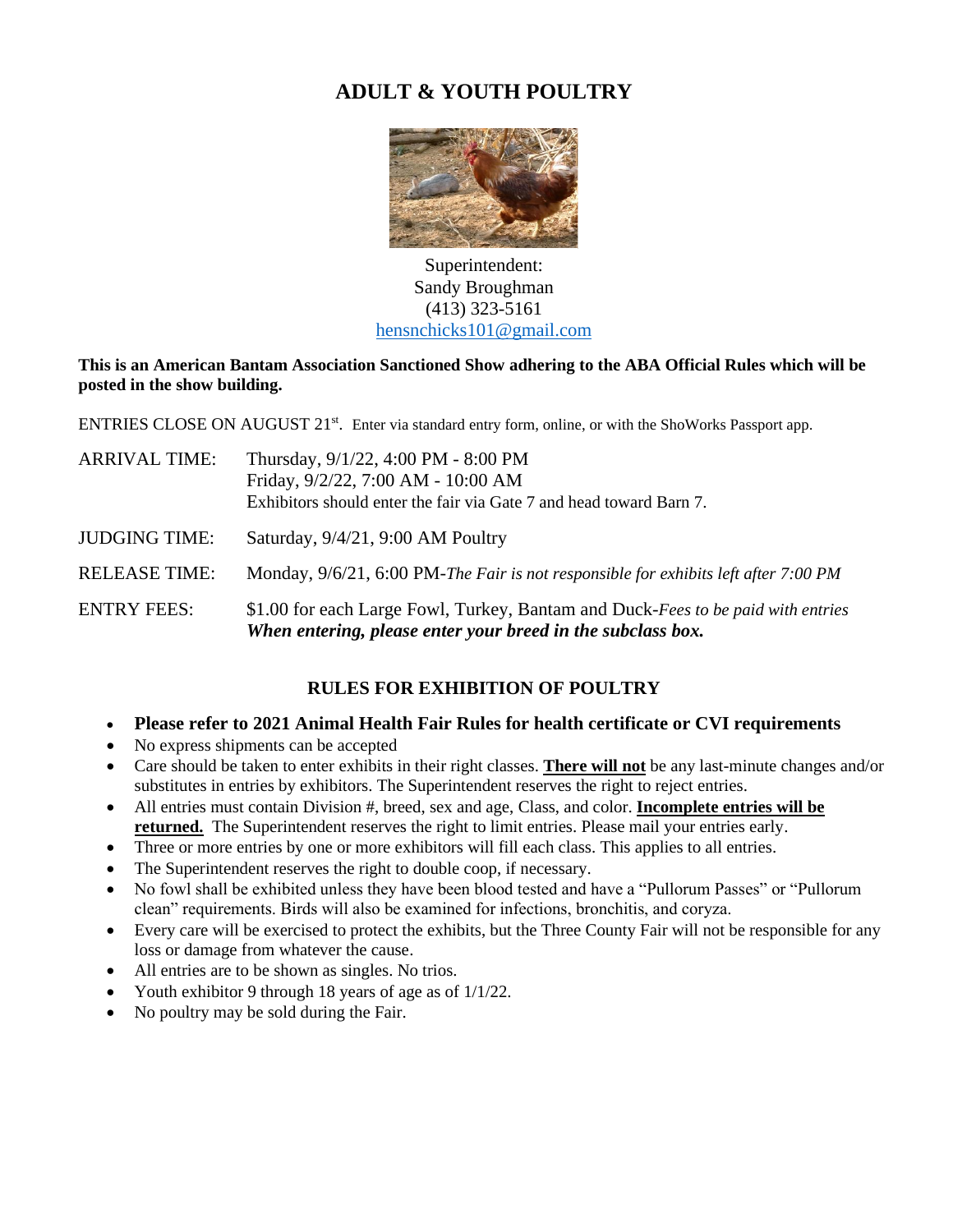# ADULT & YOUTH POULTRY

Superintendent:
Sandy Broughman
(413) 323-5161
hensnchicks101@gmail.com

**This is an American Bantam Association Sanctioned Show adhering to the ABA Official Rules which will be posted in the show building.**

ENTRIES CLOSE ON AUGUST 21st. Enter via standard entry form, online, or with the ShoWorks Passport app.

ARRIVAL TIME: Thursday, 9/1/22, 4:00 PM - 8:00 PM
Friday, 9/2/22, 7:00 AM - 10:00 AM
Exhibitors should enter the fair via Gate 7 and head toward Barn 7.

JUDGING TIME: Saturday, 9/4/21, 9:00 AM Poultry

RELEASE TIME: Monday, 9/6/21, 6:00 PM-*The Fair is not responsible for exhibits left after 7:00 PM*

ENTRY FEES: $1.00 for each Large Fowl, Turkey, Bantam and Duck-*Fees to be paid with entries*
***When entering, please enter your breed in the subclass box.***

## RULES FOR EXHIBITION OF POULTRY

- **Please refer to 2021 Animal Health Fair Rules for health certificate or CVI requirements**
- No express shipments can be accepted
- Care should be taken to enter exhibits in their right classes. **There will not** be any last-minute changes and/or substitutes in entries by exhibitors. The Superintendent reserves the right to reject entries.
- All entries must contain Division #, breed, sex and age, Class, and color. **Incomplete entries will be returned.** The Superintendent reserves the right to limit entries. Please mail your entries early.
- Three or more entries by one or more exhibitors will fill each class. This applies to all entries.
- The Superintendent reserves the right to double coop, if necessary.
- No fowl shall be exhibited unless they have been blood tested and have a "Pullorum Passes" or "Pullorum clean" requirements. Birds will also be examined for infections, bronchitis, and coryza.
- Every care will be exercised to protect the exhibits, but the Three County Fair will not be responsible for any loss or damage from whatever the cause.
- All entries are to be shown as singles. No trios.
- Youth exhibitor 9 through 18 years of age as of 1/1/22.
- No poultry may be sold during the Fair.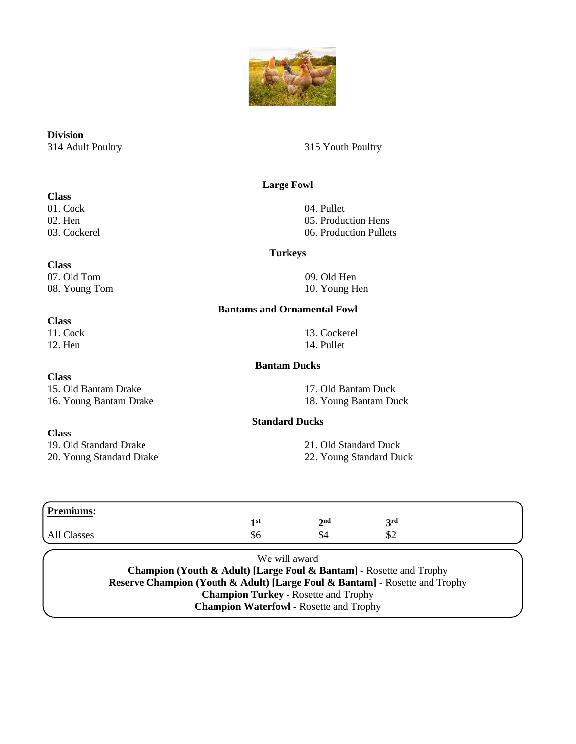**Division**

314 Adult Poultry

315 Youth Poultry

### Large Fowl

**Class**

01. Cock
02. Hen
03. Cockerel
04. Pullet
05. Production Hens
06. Production Pullets

### Turkeys

**Class**

07. Old Tom
08. Young Tom
09. Old Hen
10. Young Hen

### Bantams and Ornamental Fowl

**Class**

11. Cock
12. Hen
13. Cockerel
14. Pullet

### Bantam Ducks

**Class**

15. Old Bantam Drake
16. Young Bantam Drake
17. Old Bantam Duck
18. Young Bantam Duck

### Standard Ducks

**Class**

19. Old Standard Drake
20. Young Standard Drake
21. Old Standard Duck
22. Young Standard Duck

**Premiums:**

| | 1st | 2nd | 3rd |
|---|---|---|---|
| All Classes | $6 | $4 | $2 |

We will award

**Champion (Youth & Adult) [Large Foul & Bantam]** - Rosette and Trophy

**Reserve Champion (Youth & Adult) [Large Foul & Bantam]** - Rosette and Trophy

**Champion Turkey** - Rosette and Trophy

**Champion Waterfowl -** Rosette and Trophy